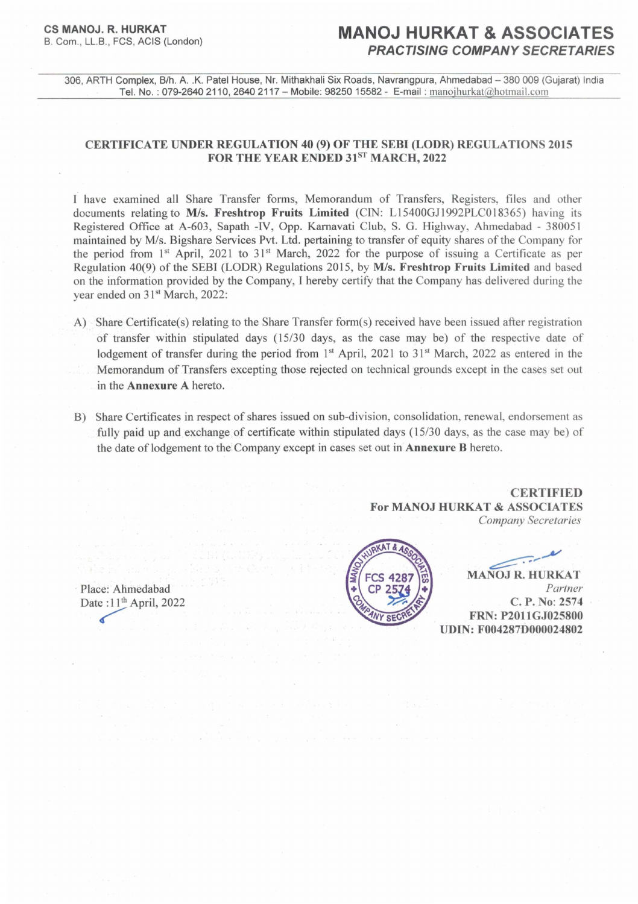**CS MANOJ. R. HURKAT**
B. Com., LL.B., FCS, ACIS (London)

# MANOJ HURKAT & ASSOCIATES

***PRACTISING COMPANY SECRETARIES***

306, ARTH Complex, B/h. A. .K. Patel House, Nr. Mithakhali Six Roads, Navrangpura, Ahmedabad – 380 009 (Gujarat) India
Tel. No. : 079-2640 2110, 2640 2117 – Mobile: 98250 15582 - E-mail : manojhurkat@hotmail.com

## CERTIFICATE UNDER REGULATION 40 (9) OF THE SEBI (LODR) REGULATIONS 2015 FOR THE YEAR ENDED 31ST MARCH, 2022

I have examined all Share Transfer forms, Memorandum of Transfers, Registers, files and other documents relating to **M/s. Freshtrop Fruits Limited** (CIN: L15400GJ1992PLC018365) having its Registered Office at A-603, Sapath -IV, Opp. Karnavati Club, S. G. Highway, Ahmedabad - 380051 maintained by M/s. Bigshare Services Pvt. Ltd. pertaining to transfer of equity shares of the Company for the period from 1st April, 2021 to 31st March, 2022 for the purpose of issuing a Certificate as per Regulation 40(9) of the SEBI (LODR) Regulations 2015, by **M/s. Freshtrop Fruits Limited** and based on the information provided by the Company, I hereby certify that the Company has delivered during the year ended on 31st March, 2022:

A) Share Certificate(s) relating to the Share Transfer form(s) received have been issued after registration of transfer within stipulated days (15/30 days, as the case may be) of the respective date of lodgement of transfer during the period from 1st April, 2021 to 31st March, 2022 as entered in the Memorandum of Transfers excepting those rejected on technical grounds except in the cases set out in the **Annexure A** hereto.

B) Share Certificates in respect of shares issued on sub-division, consolidation, renewal, endorsement as fully paid up and exchange of certificate within stipulated days (15/30 days, as the case may be) of the date of lodgement to the Company except in cases set out in **Annexure B** hereto.

**CERTIFIED**
**For MANOJ HURKAT & ASSOCIATES**
*Company Secretaries*

Place: Ahmedabad
Date : 11th April, 2022

**MANOJ R. HURKAT**
*Partner*
**C. P. No: 2574**
**FRN: P2011GJ025800**
**UDIN: F004287D000024802**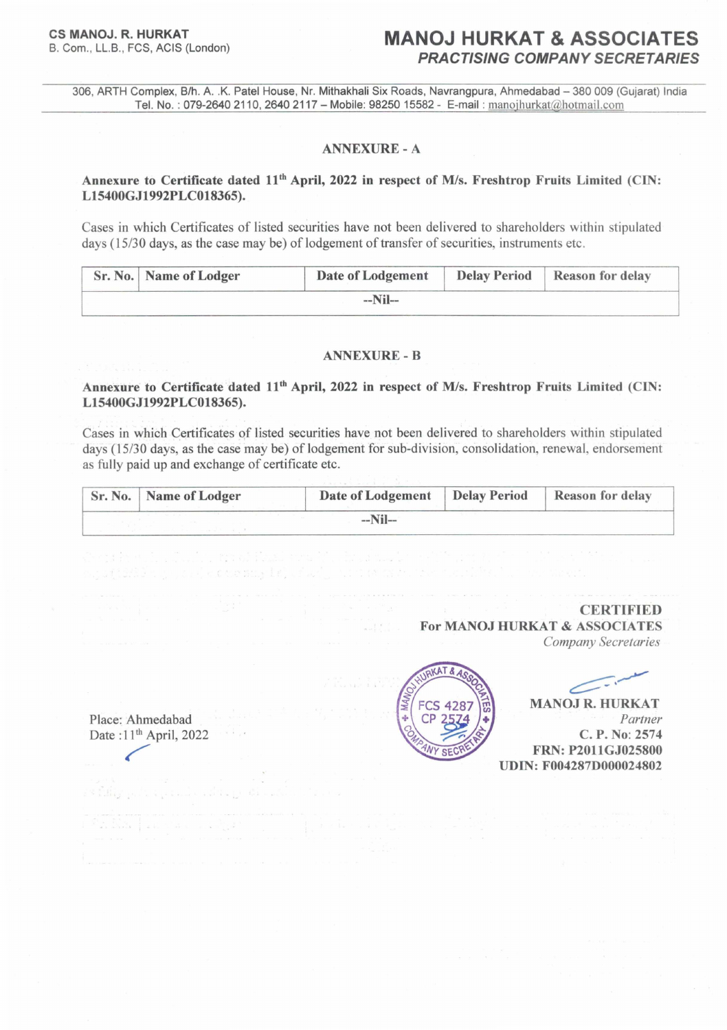**CS MANOJ. R. HURKAT**
B. Com., LL.B., FCS, ACIS (London)

# MANOJ HURKAT & ASSOCIATES
***PRACTISING COMPANY SECRETARIES***

306, ARTH Complex, B/h. A. .K. Patel House, Nr. Mithakhali Six Roads, Navrangpura, Ahmedabad – 380 009 (Gujarat) India
Tel. No. : 079-2640 2110, 2640 2117 – Mobile: 98250 15582 - E-mail : manojhurkat@hotmail.com

## ANNEXURE - A

**Annexure to Certificate dated 11th April, 2022 in respect of M/s. Freshtrop Fruits Limited (CIN: L15400GJ1992PLC018365).**

Cases in which Certificates of listed securities have not been delivered to shareholders within stipulated days (15/30 days, as the case may be) of lodgement of transfer of securities, instruments etc.

| Sr. No. | Name of Lodger | Date of Lodgement | Delay Period | Reason for delay |
|---|---|---|---|---|
| --Nil-- | | | | |

## ANNEXURE - B

**Annexure to Certificate dated 11th April, 2022 in respect of M/s. Freshtrop Fruits Limited (CIN: L15400GJ1992PLC018365).**

Cases in which Certificates of listed securities have not been delivered to shareholders within stipulated days (15/30 days, as the case may be) of lodgement for sub-division, consolidation, renewal, endorsement as fully paid up and exchange of certificate etc.

| Sr. No. | Name of Lodger | Date of Lodgement | Delay Period | Reason for delay |
|---|---|---|---|---|
| --Nil-- | | | | |

**CERTIFIED**
**For MANOJ HURKAT & ASSOCIATES**
*Company Secretaries*

**MANOJ R. HURKAT**
*Partner*
**C. P. No: 2574**
**FRN: P2011GJ025800**
**UDIN: F004287D000024802**

Place: Ahmedabad
Date : 11th April, 2022